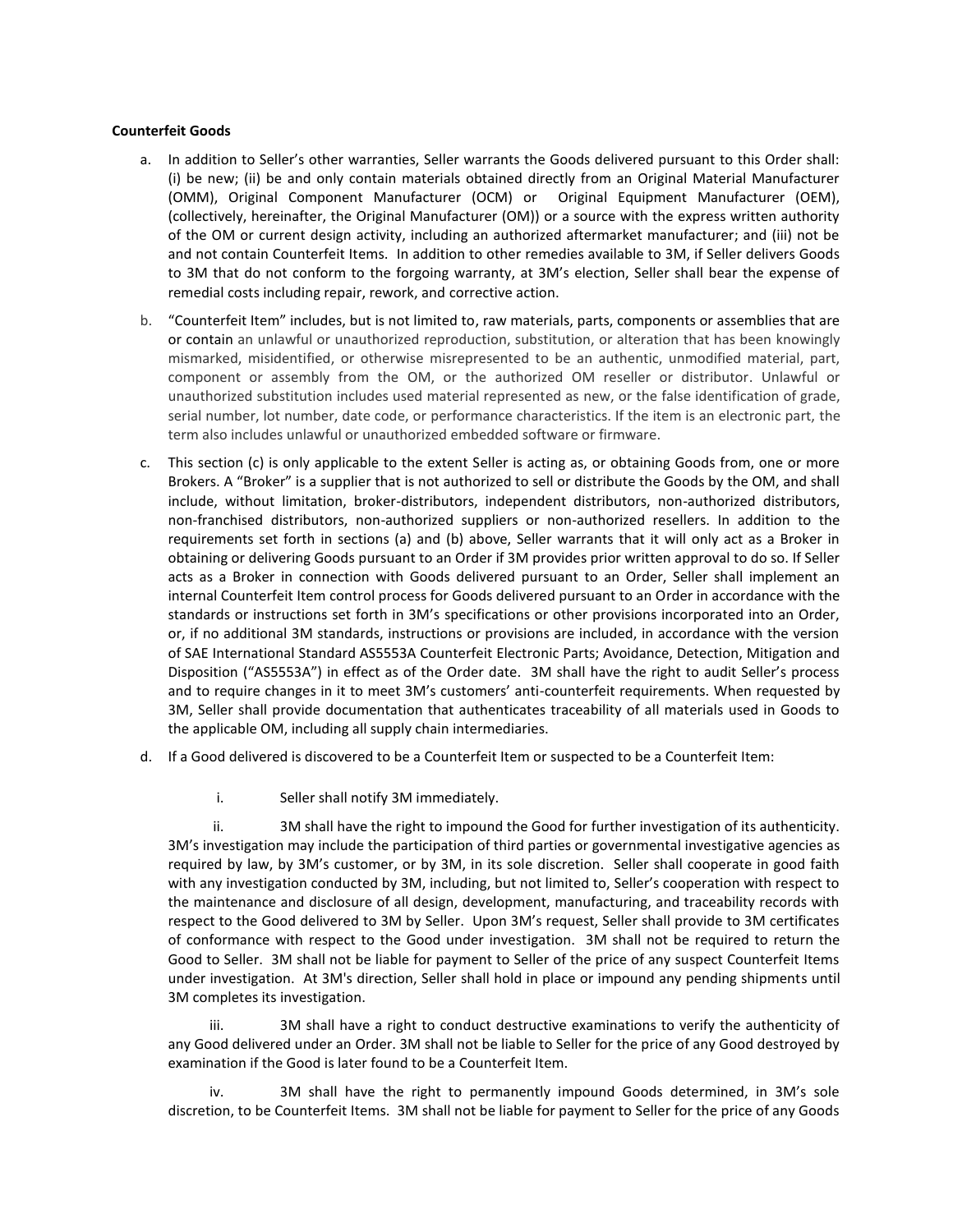**Counterfeit Goods**

a. In addition to Seller's other warranties, Seller warrants the Goods delivered pursuant to this Order shall: (i) be new; (ii) be and only contain materials obtained directly from an Original Material Manufacturer (OMM), Original Component Manufacturer (OCM) or Original Equipment Manufacturer (OEM), (collectively, hereinafter, the Original Manufacturer (OM)) or a source with the express written authority of the OM or current design activity, including an authorized aftermarket manufacturer; and (iii) not be and not contain Counterfeit Items. In addition to other remedies available to 3M, if Seller delivers Goods to 3M that do not conform to the forgoing warranty, at 3M's election, Seller shall bear the expense of remedial costs including repair, rework, and corrective action.

b. "Counterfeit Item" includes, but is not limited to, raw materials, parts, components or assemblies that are or contain an unlawful or unauthorized reproduction, substitution, or alteration that has been knowingly mismarked, misidentified, or otherwise misrepresented to be an authentic, unmodified material, part, component or assembly from the OM, or the authorized OM reseller or distributor. Unlawful or unauthorized substitution includes used material represented as new, or the false identification of grade, serial number, lot number, date code, or performance characteristics. If the item is an electronic part, the term also includes unlawful or unauthorized embedded software or firmware.

c. This section (c) is only applicable to the extent Seller is acting as, or obtaining Goods from, one or more Brokers. A "Broker" is a supplier that is not authorized to sell or distribute the Goods by the OM, and shall include, without limitation, broker-distributors, independent distributors, non-authorized distributors, non-franchised distributors, non-authorized suppliers or non-authorized resellers. In addition to the requirements set forth in sections (a) and (b) above, Seller warrants that it will only act as a Broker in obtaining or delivering Goods pursuant to an Order if 3M provides prior written approval to do so. If Seller acts as a Broker in connection with Goods delivered pursuant to an Order, Seller shall implement an internal Counterfeit Item control process for Goods delivered pursuant to an Order in accordance with the standards or instructions set forth in 3M's specifications or other provisions incorporated into an Order, or, if no additional 3M standards, instructions or provisions are included, in accordance with the version of SAE International Standard AS5553A Counterfeit Electronic Parts; Avoidance, Detection, Mitigation and Disposition ("AS5553A") in effect as of the Order date. 3M shall have the right to audit Seller's process and to require changes in it to meet 3M's customers' anti-counterfeit requirements. When requested by 3M, Seller shall provide documentation that authenticates traceability of all materials used in Goods to the applicable OM, including all supply chain intermediaries.

d. If a Good delivered is discovered to be a Counterfeit Item or suspected to be a Counterfeit Item:

   i. Seller shall notify 3M immediately.

   ii. 3M shall have the right to impound the Good for further investigation of its authenticity. 3M's investigation may include the participation of third parties or governmental investigative agencies as required by law, by 3M's customer, or by 3M, in its sole discretion. Seller shall cooperate in good faith with any investigation conducted by 3M, including, but not limited to, Seller's cooperation with respect to the maintenance and disclosure of all design, development, manufacturing, and traceability records with respect to the Good delivered to 3M by Seller. Upon 3M's request, Seller shall provide to 3M certificates of conformance with respect to the Good under investigation. 3M shall not be required to return the Good to Seller. 3M shall not be liable for payment to Seller of the price of any suspect Counterfeit Items under investigation. At 3M's direction, Seller shall hold in place or impound any pending shipments until 3M completes its investigation.

   iii. 3M shall have a right to conduct destructive examinations to verify the authenticity of any Good delivered under an Order. 3M shall not be liable to Seller for the price of any Good destroyed by examination if the Good is later found to be a Counterfeit Item.

   iv. 3M shall have the right to permanently impound Goods determined, in 3M's sole discretion, to be Counterfeit Items. 3M shall not be liable for payment to Seller for the price of any Goods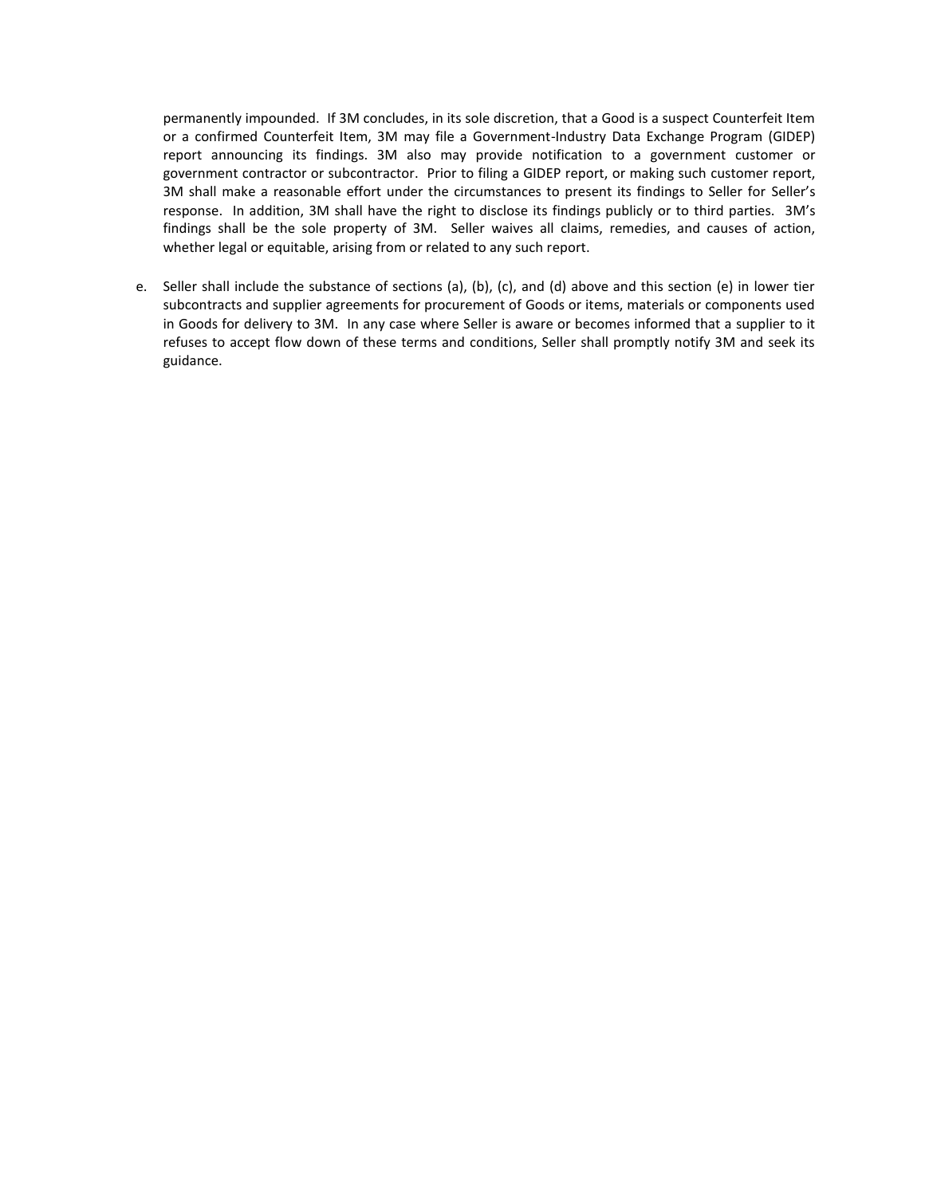permanently impounded. If 3M concludes, in its sole discretion, that a Good is a suspect Counterfeit Item or a confirmed Counterfeit Item, 3M may file a Government-Industry Data Exchange Program (GIDEP) report announcing its findings. 3M also may provide notification to a government customer or government contractor or subcontractor. Prior to filing a GIDEP report, or making such customer report, 3M shall make a reasonable effort under the circumstances to present its findings to Seller for Seller's response. In addition, 3M shall have the right to disclose its findings publicly or to third parties. 3M's findings shall be the sole property of 3M. Seller waives all claims, remedies, and causes of action, whether legal or equitable, arising from or related to any such report.

e. Seller shall include the substance of sections (a), (b), (c), and (d) above and this section (e) in lower tier subcontracts and supplier agreements for procurement of Goods or items, materials or components used in Goods for delivery to 3M. In any case where Seller is aware or becomes informed that a supplier to it refuses to accept flow down of these terms and conditions, Seller shall promptly notify 3M and seek its guidance.